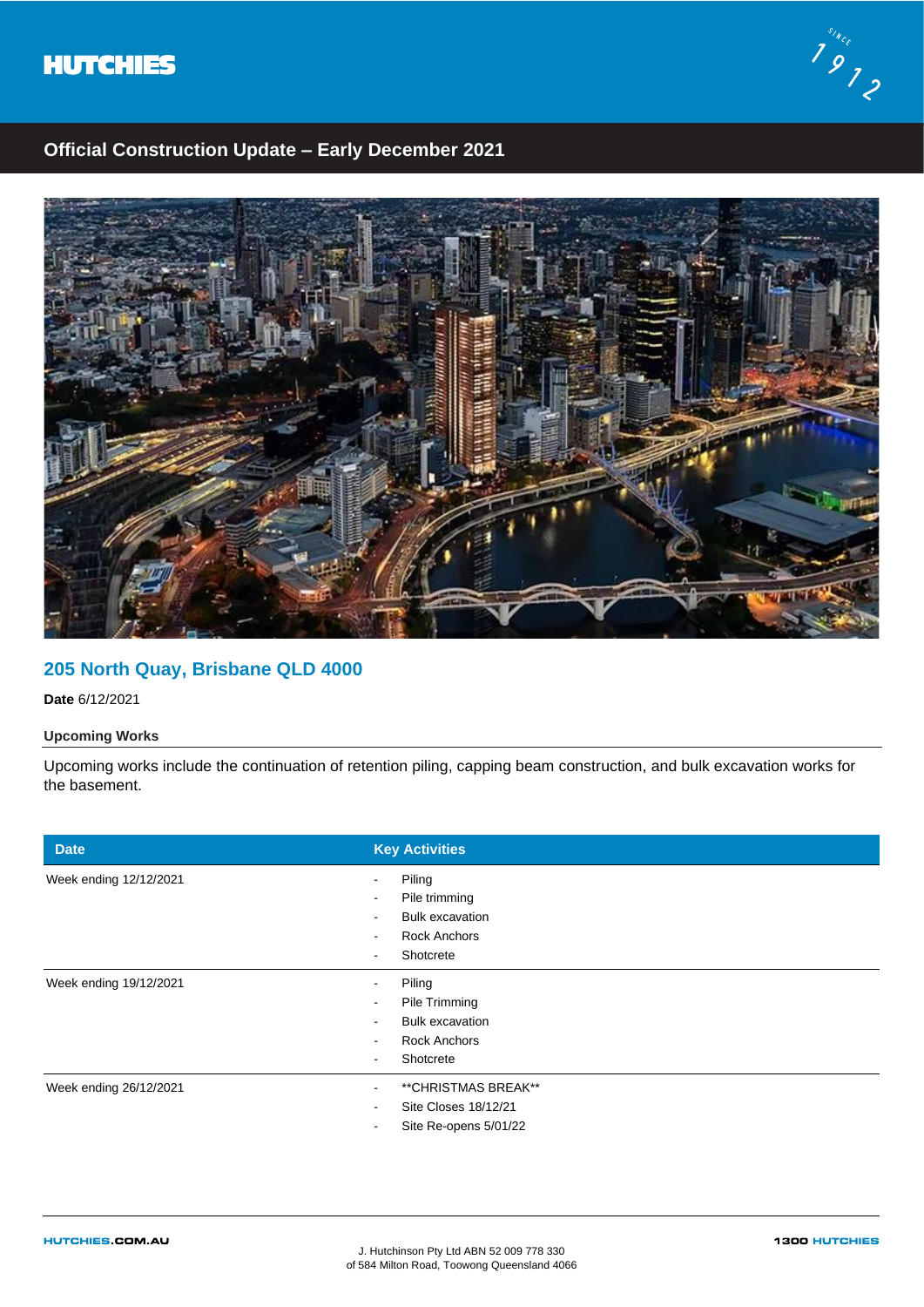HUTCHIES

SINCE 1912

## Official Construction Update – Early December 2021

## 205 North Quay, Brisbane QLD 4000

**Date** 6/12/2021

### Upcoming Works

Upcoming works include the continuation of retention piling, capping beam construction, and bulk excavation works for the basement.

| Date | Key Activities |
|---|---|
| Week ending 12/12/2021 | - Piling<br>- Pile trimming<br>- Bulk excavation<br>- Rock Anchors<br>- Shotcrete |
| Week ending 19/12/2021 | - Piling<br>- Pile Trimming<br>- Bulk excavation<br>- Rock Anchors<br>- Shotcrete |
| Week ending 26/12/2021 | - **CHRISTMAS BREAK**<br>- Site Closes 18/12/21<br>- Site Re-opens 5/01/22 |

HUTCHIES.COM.AU

J. Hutchinson Pty Ltd ABN 52 009 778 330
of 584 Milton Road, Toowong Queensland 4066

1300 HUTCHIES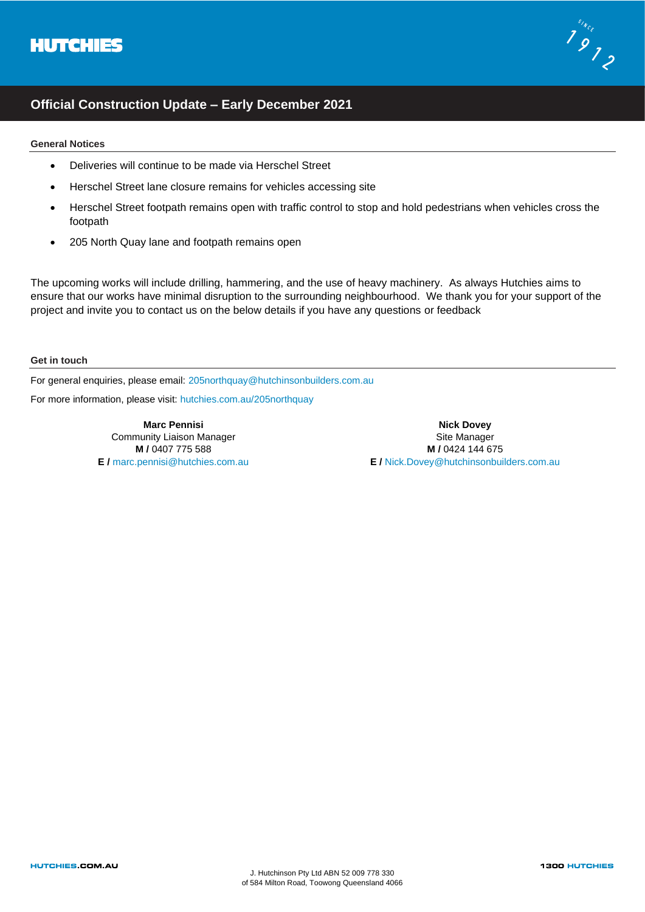HUTCHIES

# Official Construction Update – Early December 2021

## General Notices

- Deliveries will continue to be made via Herschel Street
- Herschel Street lane closure remains for vehicles accessing site
- Herschel Street footpath remains open with traffic control to stop and hold pedestrians when vehicles cross the footpath
- 205 North Quay lane and footpath remains open

The upcoming works will include drilling, hammering, and the use of heavy machinery. As always Hutchies aims to ensure that our works have minimal disruption to the surrounding neighbourhood. We thank you for your support of the project and invite you to contact us on the below details if you have any questions or feedback

## Get in touch

For general enquiries, please email: 205northquay@hutchinsonbuilders.com.au

For more information, please visit: hutchies.com.au/205northquay

**Marc Pennisi**
Community Liaison Manager
**M /** 0407 775 588
**E /** marc.pennisi@hutchies.com.au

**Nick Dovey**
Site Manager
**M /** 0424 144 675
**E /** Nick.Dovey@hutchinsonbuilders.com.au

HUTCHIES.COM.AU

J. Hutchinson Pty Ltd ABN 52 009 778 330
of 584 Milton Road, Toowong Queensland 4066

1300 HUTCHIES